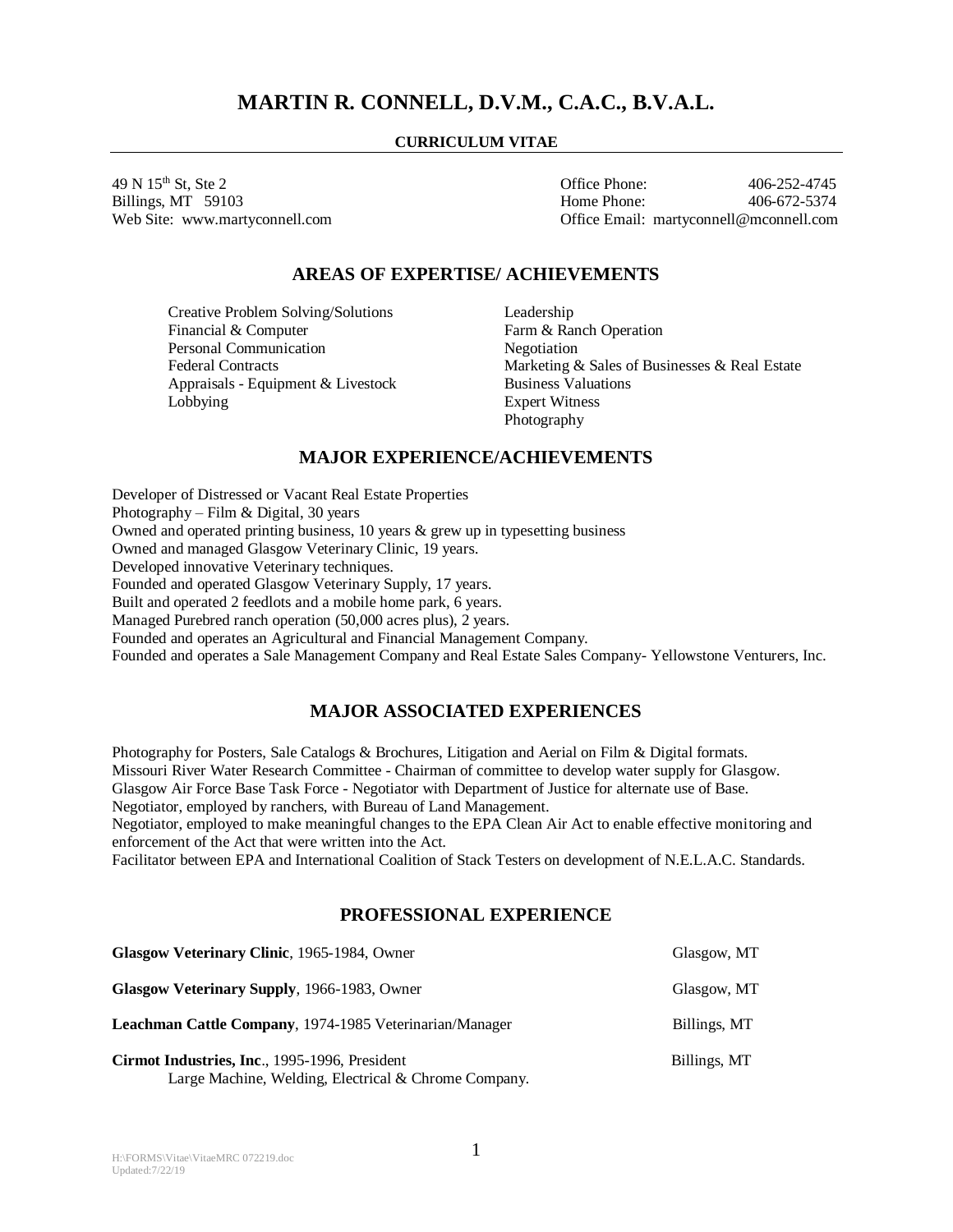# MARTIN R. CONNELL, D.V.M., C.A.C., B.V.A.L.

**CURRICULUM VITAE**

49 N 15th St, Ste 2
Billings, MT 59103
Web Site: www.martyconnell.com

Office Phone: 406-252-4745
Home Phone: 406-672-5374
Office Email: martyconnell@mconnell.com

## AREAS OF EXPERTISE/ ACHIEVEMENTS

- Creative Problem Solving/Solutions
- Financial & Computer
- Personal Communication
- Federal Contracts
- Appraisals - Equipment & Livestock
- Lobbying
- Leadership
- Farm & Ranch Operation
- Negotiation
- Marketing & Sales of Businesses & Real Estate
- Business Valuations
- Expert Witness
- Photography

## MAJOR EXPERIENCE/ACHIEVEMENTS

Developer of Distressed or Vacant Real Estate Properties
Photography – Film & Digital, 30 years
Owned and operated printing business, 10 years & grew up in typesetting business
Owned and managed Glasgow Veterinary Clinic, 19 years.
Developed innovative Veterinary techniques.
Founded and operated Glasgow Veterinary Supply, 17 years.
Built and operated 2 feedlots and a mobile home park, 6 years.
Managed Purebred ranch operation (50,000 acres plus), 2 years.
Founded and operates an Agricultural and Financial Management Company.
Founded and operates a Sale Management Company and Real Estate Sales Company- Yellowstone Venturers, Inc.

## MAJOR ASSOCIATED EXPERIENCES

Photography for Posters, Sale Catalogs & Brochures, Litigation and Aerial on Film & Digital formats.
Missouri River Water Research Committee - Chairman of committee to develop water supply for Glasgow.
Glasgow Air Force Base Task Force - Negotiator with Department of Justice for alternate use of Base.
Negotiator, employed by ranchers, with Bureau of Land Management.
Negotiator, employed to make meaningful changes to the EPA Clean Air Act to enable effective monitoring and enforcement of the Act that were written into the Act.
Facilitator between EPA and International Coalition of Stack Testers on development of N.E.L.A.C. Standards.

## PROFESSIONAL EXPERIENCE

**Glasgow Veterinary Clinic**, 1965-1984, Owner — Glasgow, MT

**Glasgow Veterinary Supply**, 1966-1983, Owner — Glasgow, MT

**Leachman Cattle Company**, 1974-1985 Veterinarian/Manager — Billings, MT

**Cirmot Industries, Inc**., 1995-1996, President — Billings, MT
Large Machine, Welding, Electrical & Chrome Company.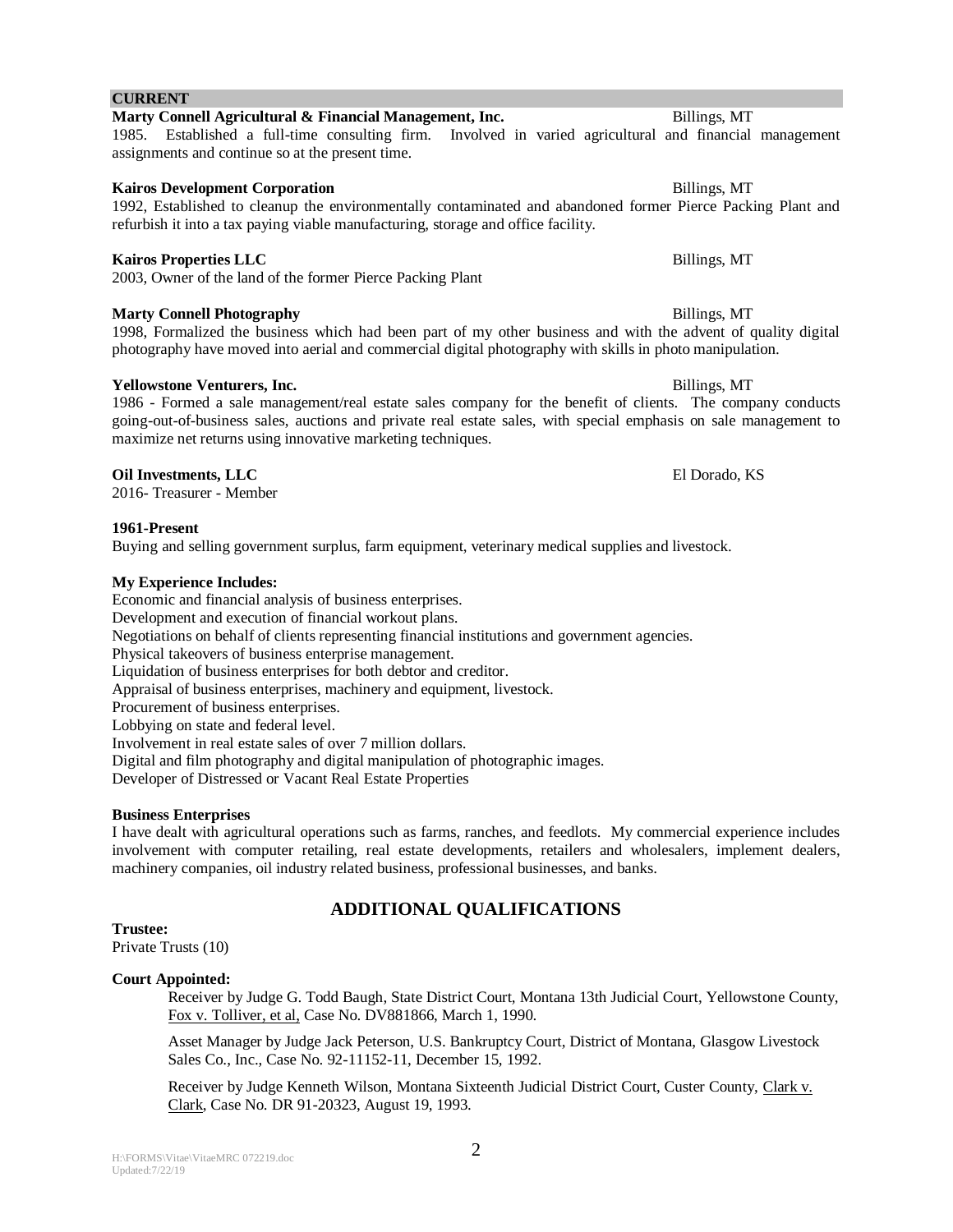## CURRENT

**Marty Connell Agricultural & Financial Management, Inc.** Billings, MT

1985. Established a full-time consulting firm. Involved in varied agricultural and financial management assignments and continue so at the present time.

**Kairos Development Corporation** Billings, MT

1992, Established to cleanup the environmentally contaminated and abandoned former Pierce Packing Plant and refurbish it into a tax paying viable manufacturing, storage and office facility.

**Kairos Properties LLC** Billings, MT

2003, Owner of the land of the former Pierce Packing Plant

**Marty Connell Photography** Billings, MT

1998, Formalized the business which had been part of my other business and with the advent of quality digital photography have moved into aerial and commercial digital photography with skills in photo manipulation.

**Yellowstone Venturers, Inc.** Billings, MT

1986 - Formed a sale management/real estate sales company for the benefit of clients. The company conducts going-out-of-business sales, auctions and private real estate sales, with special emphasis on sale management to maximize net returns using innovative marketing techniques.

**Oil Investments, LLC** El Dorado, KS

2016- Treasurer - Member

**1961-Present**

Buying and selling government surplus, farm equipment, veterinary medical supplies and livestock.

**My Experience Includes:**

Economic and financial analysis of business enterprises.
Development and execution of financial workout plans.
Negotiations on behalf of clients representing financial institutions and government agencies.
Physical takeovers of business enterprise management.
Liquidation of business enterprises for both debtor and creditor.
Appraisal of business enterprises, machinery and equipment, livestock.
Procurement of business enterprises.
Lobbying on state and federal level.
Involvement in real estate sales of over 7 million dollars.
Digital and film photography and digital manipulation of photographic images.
Developer of Distressed or Vacant Real Estate Properties

**Business Enterprises**

I have dealt with agricultural operations such as farms, ranches, and feedlots. My commercial experience includes involvement with computer retailing, real estate developments, retailers and wholesalers, implement dealers, machinery companies, oil industry related business, professional businesses, and banks.

## ADDITIONAL QUALIFICATIONS

**Trustee:**

Private Trusts (10)

**Court Appointed:**

Receiver by Judge G. Todd Baugh, State District Court, Montana 13th Judicial Court, Yellowstone County, Fox v. Tolliver, et al, Case No. DV881866, March 1, 1990.

Asset Manager by Judge Jack Peterson, U.S. Bankruptcy Court, District of Montana, Glasgow Livestock Sales Co., Inc., Case No. 92-11152-11, December 15, 1992.

Receiver by Judge Kenneth Wilson, Montana Sixteenth Judicial District Court, Custer County, Clark v. Clark, Case No. DR 91-20323, August 19, 1993.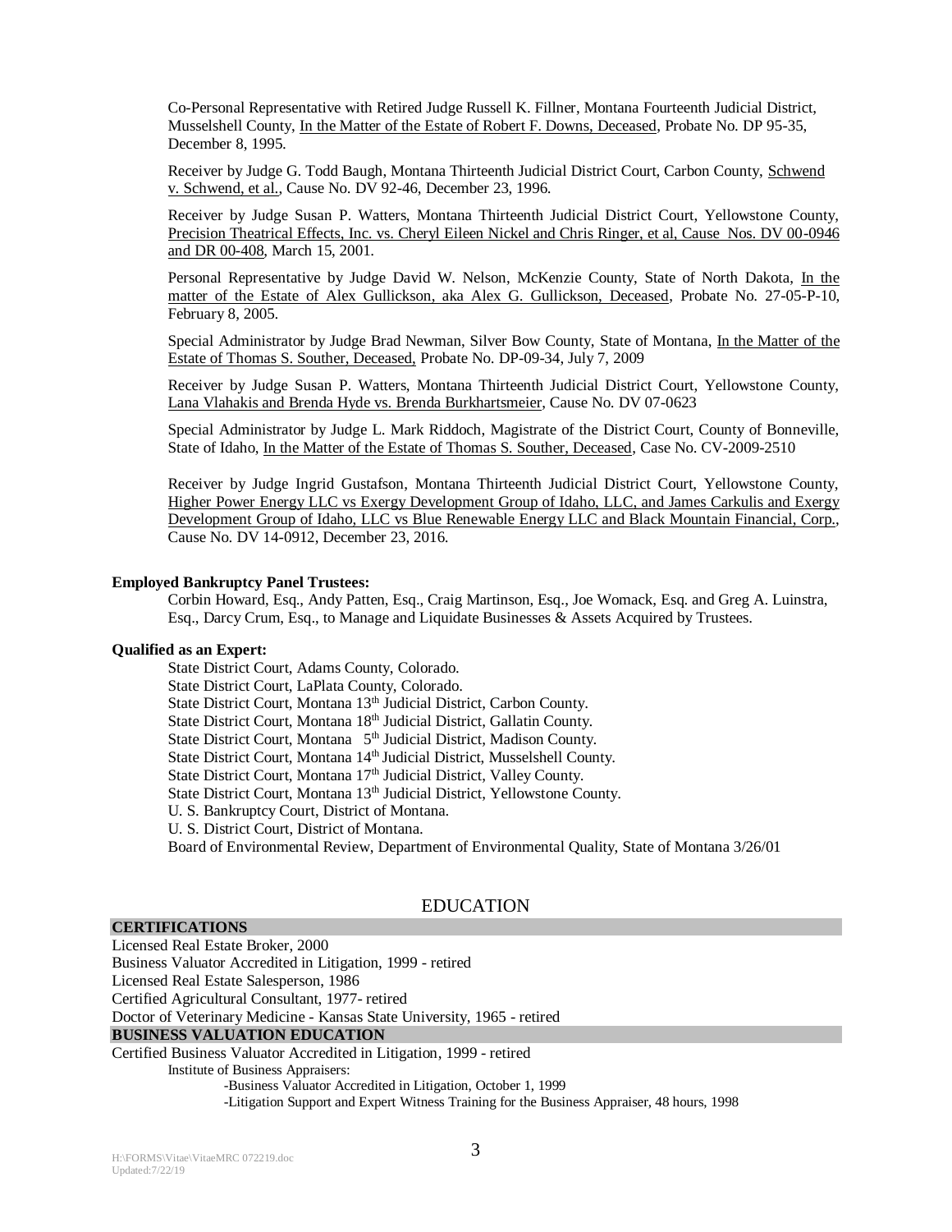Co-Personal Representative with Retired Judge Russell K. Fillner, Montana Fourteenth Judicial District, Musselshell County, <u>In the Matter of the Estate of Robert F. Downs, Deceased</u>, Probate No. DP 95-35, December 8, 1995.

Receiver by Judge G. Todd Baugh, Montana Thirteenth Judicial District Court, Carbon County, <u>Schwend v. Schwend, et al.</u>, Cause No. DV 92-46, December 23, 1996.

Receiver by Judge Susan P. Watters, Montana Thirteenth Judicial District Court, Yellowstone County, <u>Precision Theatrical Effects, Inc. vs. Cheryl Eileen Nickel and Chris Ringer, et al, Cause Nos. DV 00-0946 and DR 00-408</u>, March 15, 2001.

Personal Representative by Judge David W. Nelson, McKenzie County, State of North Dakota, <u>In the matter of the Estate of Alex Gullickson, aka Alex G. Gullickson, Deceased</u>, Probate No. 27-05-P-10, February 8, 2005.

Special Administrator by Judge Brad Newman, Silver Bow County, State of Montana, <u>In the Matter of the Estate of Thomas S. Souther, Deceased,</u> Probate No. DP-09-34, July 7, 2009

Receiver by Judge Susan P. Watters, Montana Thirteenth Judicial District Court, Yellowstone County, <u>Lana Vlahakis and Brenda Hyde vs. Brenda Burkhartsmeier</u>, Cause No. DV 07-0623

Special Administrator by Judge L. Mark Riddoch, Magistrate of the District Court, County of Bonneville, State of Idaho, <u>In the Matter of the Estate of Thomas S. Souther, Deceased</u>, Case No. CV-2009-2510

Receiver by Judge Ingrid Gustafson, Montana Thirteenth Judicial District Court, Yellowstone County, <u>Higher Power Energy LLC vs Exergy Development Group of Idaho, LLC, and James Carkulis and Exergy Development Group of Idaho, LLC vs Blue Renewable Energy LLC and Black Mountain Financial, Corp.</u>, Cause No. DV 14-0912, December 23, 2016.

**Employed Bankruptcy Panel Trustees:**

Corbin Howard, Esq., Andy Patten, Esq., Craig Martinson, Esq., Joe Womack, Esq. and Greg A. Luinstra, Esq., Darcy Crum, Esq., to Manage and Liquidate Businesses & Assets Acquired by Trustees.

**Qualified as an Expert:**

State District Court, Adams County, Colorado.
State District Court, LaPlata County, Colorado.
State District Court, Montana 13th Judicial District, Carbon County.
State District Court, Montana 18th Judicial District, Gallatin County.
State District Court, Montana 5th Judicial District, Madison County.
State District Court, Montana 14th Judicial District, Musselshell County.
State District Court, Montana 17th Judicial District, Valley County.
State District Court, Montana 13th Judicial District, Yellowstone County.
U. S. Bankruptcy Court, District of Montana.
U. S. District Court, District of Montana.
Board of Environmental Review, Department of Environmental Quality, State of Montana 3/26/01

## EDUCATION

### CERTIFICATIONS

Licensed Real Estate Broker, 2000
Business Valuator Accredited in Litigation, 1999 - retired
Licensed Real Estate Salesperson, 1986
Certified Agricultural Consultant, 1977- retired
Doctor of Veterinary Medicine - Kansas State University, 1965 - retired

### BUSINESS VALUATION EDUCATION

Certified Business Valuator Accredited in Litigation, 1999 - retired

Institute of Business Appraisers:

- Business Valuator Accredited in Litigation, October 1, 1999
- Litigation Support and Expert Witness Training for the Business Appraiser, 48 hours, 1998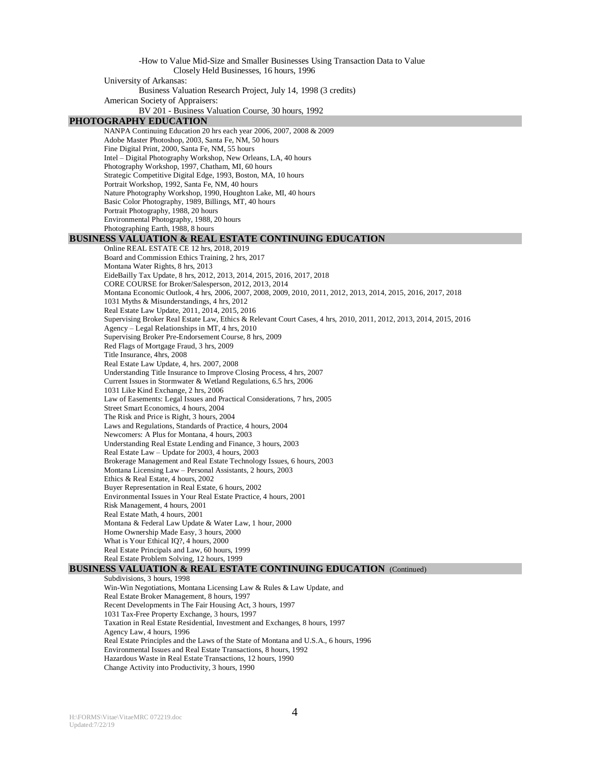-How to Value Mid-Size and Smaller Businesses Using Transaction Data to Value Closely Held Businesses, 16 hours, 1996

University of Arkansas:

Business Valuation Research Project, July 14, 1998 (3 credits)

American Society of Appraisers:

BV 201 - Business Valuation Course, 30 hours, 1992

## PHOTOGRAPHY EDUCATION

NANPA Continuing Education 20 hrs each year 2006, 2007, 2008 & 2009
Adobe Master Photoshop, 2003, Santa Fe, NM, 50 hours
Fine Digital Print, 2000, Santa Fe, NM, 55 hours
Intel – Digital Photography Workshop, New Orleans, LA, 40 hours
Photography Workshop, 1997, Chatham, MI, 60 hours
Strategic Competitive Digital Edge, 1993, Boston, MA, 10 hours
Portrait Workshop, 1992, Santa Fe, NM, 40 hours
Nature Photography Workshop, 1990, Houghton Lake, MI, 40 hours
Basic Color Photography, 1989, Billings, MT, 40 hours
Portrait Photography, 1988, 20 hours
Environmental Photography, 1988, 20 hours
Photographing Earth, 1988, 8 hours

## BUSINESS VALUATION & REAL ESTATE CONTINUING EDUCATION

Online REAL ESTATE CE 12 hrs, 2018, 2019
Board and Commission Ethics Training, 2 hrs, 2017
Montana Water Rights, 8 hrs, 2013
EideBailly Tax Update, 8 hrs, 2012, 2013, 2014, 2015, 2016, 2017, 2018
CORE COURSE for Broker/Salesperson, 2012, 2013, 2014
Montana Economic Outlook, 4 hrs, 2006, 2007, 2008, 2009, 2010, 2011, 2012, 2013, 2014, 2015, 2016, 2017, 2018
1031 Myths & Misunderstandings, 4 hrs, 2012
Real Estate Law Update, 2011, 2014, 2015, 2016
Supervising Broker Real Estate Law, Ethics & Relevant Court Cases, 4 hrs, 2010, 2011, 2012, 2013, 2014, 2015, 2016
Agency – Legal Relationships in MT, 4 hrs, 2010
Supervising Broker Pre-Endorsement Course, 8 hrs, 2009
Red Flags of Mortgage Fraud, 3 hrs, 2009
Title Insurance, 4hrs, 2008
Real Estate Law Update, 4, hrs. 2007, 2008
Understanding Title Insurance to Improve Closing Process, 4 hrs, 2007
Current Issues in Stormwater & Wetland Regulations, 6.5 hrs, 2006
1031 Like Kind Exchange, 2 hrs, 2006
Law of Easements: Legal Issues and Practical Considerations, 7 hrs, 2005
Street Smart Economics, 4 hours, 2004
The Risk and Price is Right, 3 hours, 2004
Laws and Regulations, Standards of Practice, 4 hours, 2004
Newcomers: A Plus for Montana, 4 hours, 2003
Understanding Real Estate Lending and Finance, 3 hours, 2003
Real Estate Law – Update for 2003, 4 hours, 2003
Brokerage Management and Real Estate Technology Issues, 6 hours, 2003
Montana Licensing Law – Personal Assistants, 2 hours, 2003
Ethics & Real Estate, 4 hours, 2002
Buyer Representation in Real Estate, 6 hours, 2002
Environmental Issues in Your Real Estate Practice, 4 hours, 2001
Risk Management, 4 hours, 2001
Real Estate Math, 4 hours, 2001
Montana & Federal Law Update & Water Law, 1 hour, 2000
Home Ownership Made Easy, 3 hours, 2000
What is Your Ethical IQ?, 4 hours, 2000
Real Estate Principals and Law, 60 hours, 1999
Real Estate Problem Solving, 12 hours, 1999

## BUSINESS VALUATION & REAL ESTATE CONTINUING EDUCATION (Continued)

Subdivisions, 3 hours, 1998
Win-Win Negotiations, Montana Licensing Law & Rules & Law Update, and
Real Estate Broker Management, 8 hours, 1997
Recent Developments in The Fair Housing Act, 3 hours, 1997
1031 Tax-Free Property Exchange, 3 hours, 1997
Taxation in Real Estate Residential, Investment and Exchanges, 8 hours, 1997
Agency Law, 4 hours, 1996
Real Estate Principles and the Laws of the State of Montana and U.S.A., 6 hours, 1996
Environmental Issues and Real Estate Transactions, 8 hours, 1992
Hazardous Waste in Real Estate Transactions, 12 hours, 1990
Change Activity into Productivity, 3 hours, 1990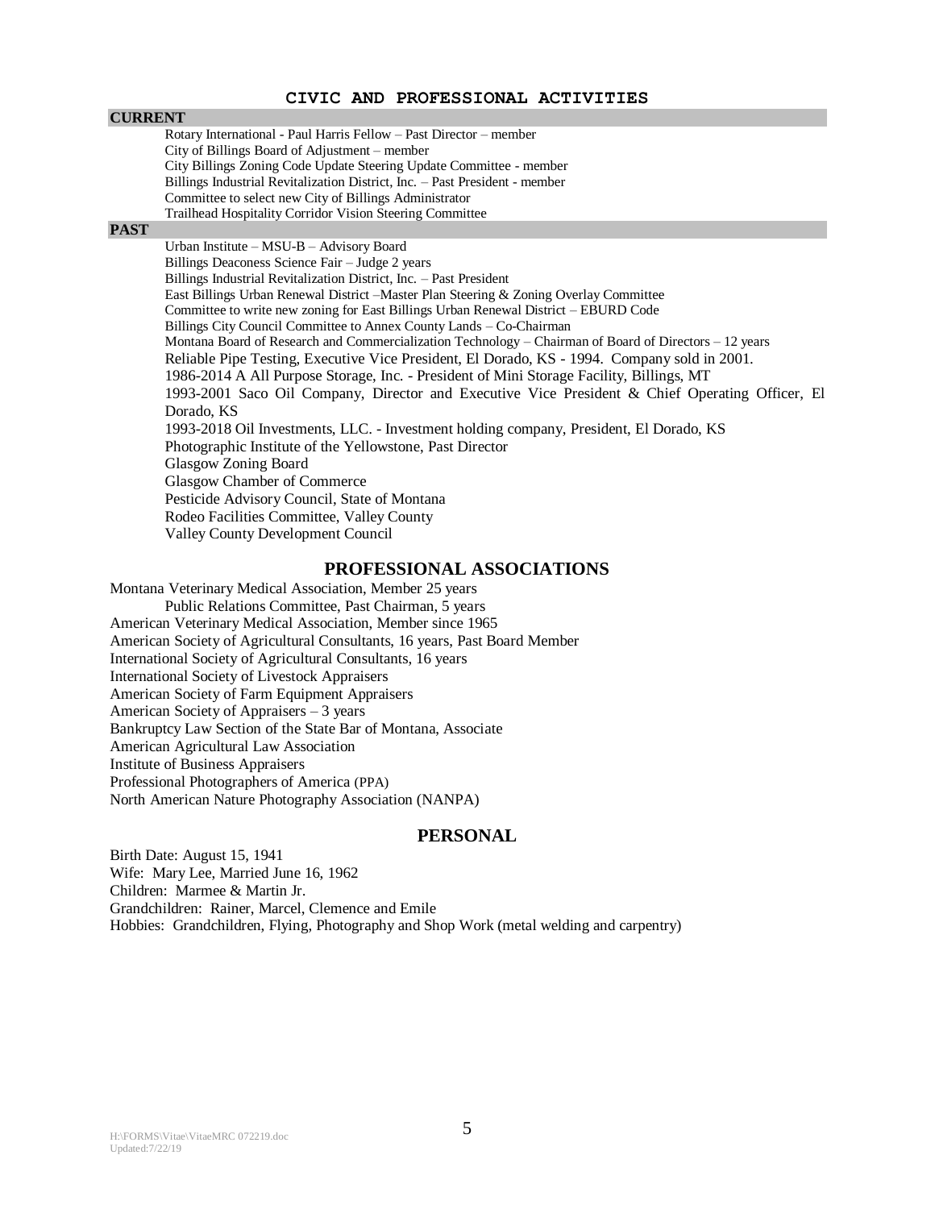## CIVIC AND PROFESSIONAL ACTIVITIES

### CURRENT

- Rotary International - Paul Harris Fellow – Past Director – member
- City of Billings Board of Adjustment – member
- City Billings Zoning Code Update Steering Update Committee - member
- Billings Industrial Revitalization District, Inc. – Past President - member
- Committee to select new City of Billings Administrator
- Trailhead Hospitality Corridor Vision Steering Committee

### PAST

- Urban Institute – MSU-B – Advisory Board
- Billings Deaconess Science Fair – Judge 2 years
- Billings Industrial Revitalization District, Inc. – Past President
- East Billings Urban Renewal District –Master Plan Steering & Zoning Overlay Committee
- Committee to write new zoning for East Billings Urban Renewal District – EBURD Code
- Billings City Council Committee to Annex County Lands – Co-Chairman
- Montana Board of Research and Commercialization Technology – Chairman of Board of Directors – 12 years
- Reliable Pipe Testing, Executive Vice President, El Dorado, KS - 1994. Company sold in 2001.
- 1986-2014 A All Purpose Storage, Inc. - President of Mini Storage Facility, Billings, MT
- 1993-2001 Saco Oil Company, Director and Executive Vice President & Chief Operating Officer, El Dorado, KS
- 1993-2018 Oil Investments, LLC. - Investment holding company, President, El Dorado, KS
- Photographic Institute of the Yellowstone, Past Director
- Glasgow Zoning Board
- Glasgow Chamber of Commerce
- Pesticide Advisory Council, State of Montana
- Rodeo Facilities Committee, Valley County
- Valley County Development Council

## PROFESSIONAL ASSOCIATIONS

Montana Veterinary Medical Association, Member 25 years
    Public Relations Committee, Past Chairman, 5 years
American Veterinary Medical Association, Member since 1965
American Society of Agricultural Consultants, 16 years, Past Board Member
International Society of Agricultural Consultants, 16 years
International Society of Livestock Appraisers
American Society of Farm Equipment Appraisers
American Society of Appraisers – 3 years
Bankruptcy Law Section of the State Bar of Montana, Associate
American Agricultural Law Association
Institute of Business Appraisers
Professional Photographers of America (PPA)
North American Nature Photography Association (NANPA)

## PERSONAL

Birth Date: August 15, 1941
Wife: Mary Lee, Married June 16, 1962
Children: Marmee & Martin Jr.
Grandchildren: Rainer, Marcel, Clemence and Emile
Hobbies: Grandchildren, Flying, Photography and Shop Work (metal welding and carpentry)